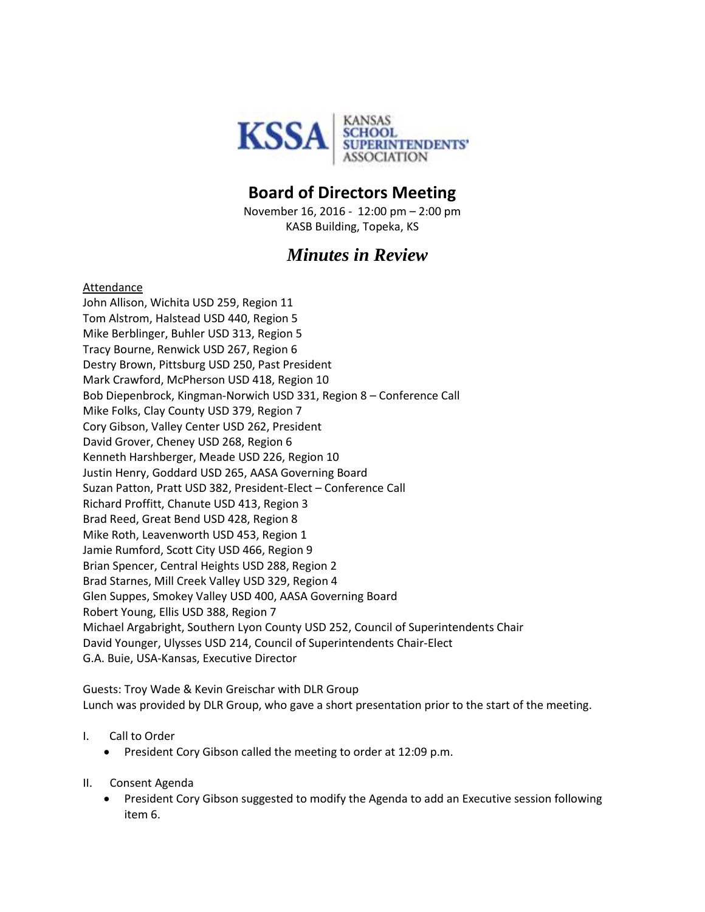KSSA | KANSAS SCHOOL SUPERINTENDENTS' ASSOCIATION

# Board of Directors Meeting

November 16, 2016 - 12:00 pm – 2:00 pm
KASB Building, Topeka, KS

## *Minutes in Review*

Attendance

John Allison, Wichita USD 259, Region 11
Tom Alstrom, Halstead USD 440, Region 5
Mike Berblinger, Buhler USD 313, Region 5
Tracy Bourne, Renwick USD 267, Region 6
Destry Brown, Pittsburg USD 250, Past President
Mark Crawford, McPherson USD 418, Region 10
Bob Diepenbrock, Kingman-Norwich USD 331, Region 8 – Conference Call
Mike Folks, Clay County USD 379, Region 7
Cory Gibson, Valley Center USD 262, President
David Grover, Cheney USD 268, Region 6
Kenneth Harshberger, Meade USD 226, Region 10
Justin Henry, Goddard USD 265, AASA Governing Board
Suzan Patton, Pratt USD 382, President-Elect – Conference Call
Richard Proffitt, Chanute USD 413, Region 3
Brad Reed, Great Bend USD 428, Region 8
Mike Roth, Leavenworth USD 453, Region 1
Jamie Rumford, Scott City USD 466, Region 9
Brian Spencer, Central Heights USD 288, Region 2
Brad Starnes, Mill Creek Valley USD 329, Region 4
Glen Suppes, Smokey Valley USD 400, AASA Governing Board
Robert Young, Ellis USD 388, Region 7
Michael Argabright, Southern Lyon County USD 252, Council of Superintendents Chair
David Younger, Ulysses USD 214, Council of Superintendents Chair-Elect
G.A. Buie, USA-Kansas, Executive Director

Guests: Troy Wade & Kevin Greischar with DLR Group
Lunch was provided by DLR Group, who gave a short presentation prior to the start of the meeting.

I. Call to Order
   - President Cory Gibson called the meeting to order at 12:09 p.m.

II. Consent Agenda
   - President Cory Gibson suggested to modify the Agenda to add an Executive session following item 6.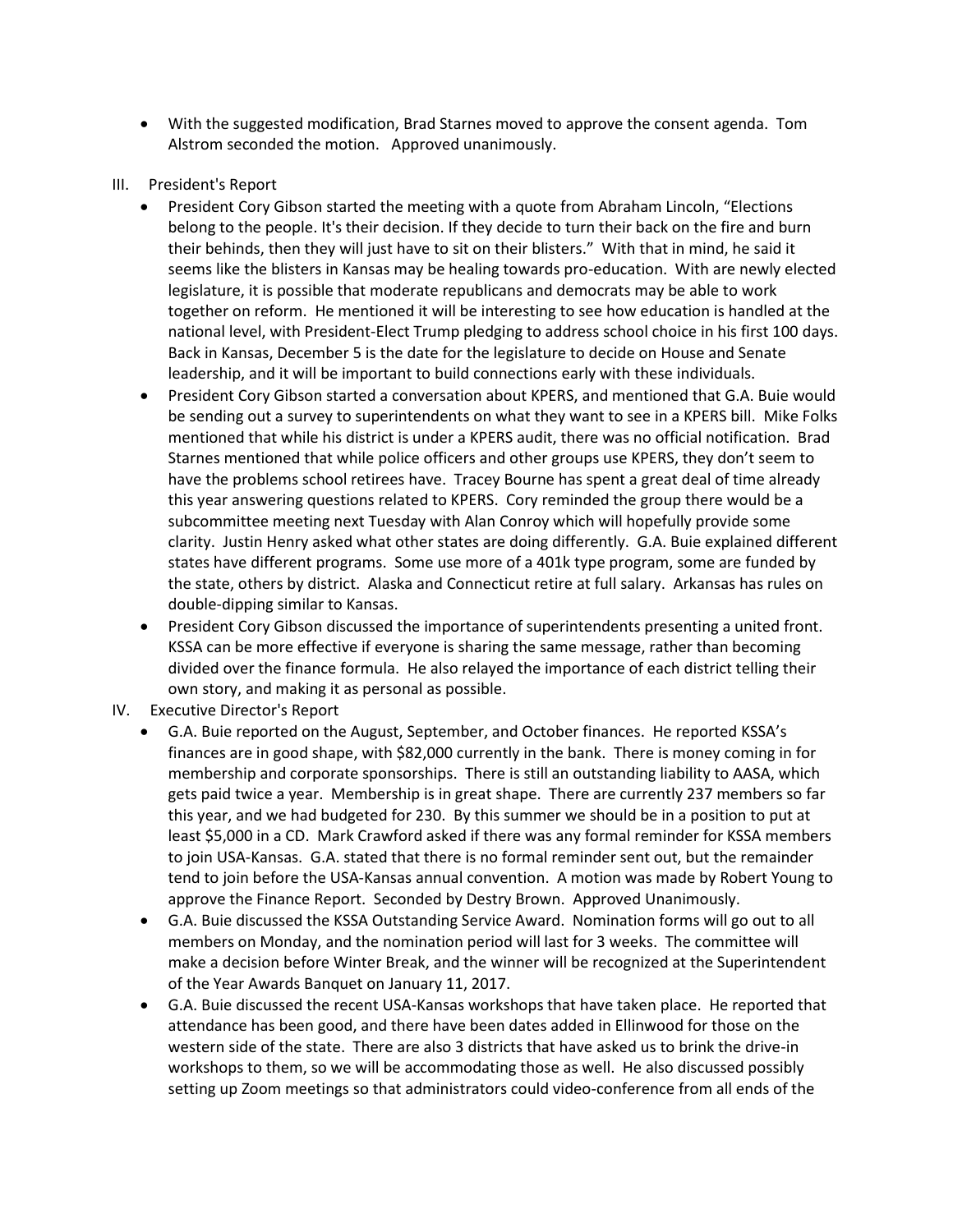- With the suggested modification, Brad Starnes moved to approve the consent agenda. Tom Alstrom seconded the motion. Approved unanimously.

III. President's Report

- President Cory Gibson started the meeting with a quote from Abraham Lincoln, "Elections belong to the people. It's their decision. If they decide to turn their back on the fire and burn their behinds, then they will just have to sit on their blisters." With that in mind, he said it seems like the blisters in Kansas may be healing towards pro-education. With are newly elected legislature, it is possible that moderate republicans and democrats may be able to work together on reform. He mentioned it will be interesting to see how education is handled at the national level, with President-Elect Trump pledging to address school choice in his first 100 days. Back in Kansas, December 5 is the date for the legislature to decide on House and Senate leadership, and it will be important to build connections early with these individuals.
- President Cory Gibson started a conversation about KPERS, and mentioned that G.A. Buie would be sending out a survey to superintendents on what they want to see in a KPERS bill. Mike Folks mentioned that while his district is under a KPERS audit, there was no official notification. Brad Starnes mentioned that while police officers and other groups use KPERS, they don't seem to have the problems school retirees have. Tracey Bourne has spent a great deal of time already this year answering questions related to KPERS. Cory reminded the group there would be a subcommittee meeting next Tuesday with Alan Conroy which will hopefully provide some clarity. Justin Henry asked what other states are doing differently. G.A. Buie explained different states have different programs. Some use more of a 401k type program, some are funded by the state, others by district. Alaska and Connecticut retire at full salary. Arkansas has rules on double-dipping similar to Kansas.
- President Cory Gibson discussed the importance of superintendents presenting a united front. KSSA can be more effective if everyone is sharing the same message, rather than becoming divided over the finance formula. He also relayed the importance of each district telling their own story, and making it as personal as possible.

IV. Executive Director's Report

- G.A. Buie reported on the August, September, and October finances. He reported KSSA's finances are in good shape, with $82,000 currently in the bank. There is money coming in for membership and corporate sponsorships. There is still an outstanding liability to AASA, which gets paid twice a year. Membership is in great shape. There are currently 237 members so far this year, and we had budgeted for 230. By this summer we should be in a position to put at least $5,000 in a CD. Mark Crawford asked if there was any formal reminder for KSSA members to join USA-Kansas. G.A. stated that there is no formal reminder sent out, but the remainder tend to join before the USA-Kansas annual convention. A motion was made by Robert Young to approve the Finance Report. Seconded by Destry Brown. Approved Unanimously.
- G.A. Buie discussed the KSSA Outstanding Service Award. Nomination forms will go out to all members on Monday, and the nomination period will last for 3 weeks. The committee will make a decision before Winter Break, and the winner will be recognized at the Superintendent of the Year Awards Banquet on January 11, 2017.
- G.A. Buie discussed the recent USA-Kansas workshops that have taken place. He reported that attendance has been good, and there have been dates added in Ellinwood for those on the western side of the state. There are also 3 districts that have asked us to brink the drive-in workshops to them, so we will be accommodating those as well. He also discussed possibly setting up Zoom meetings so that administrators could video-conference from all ends of the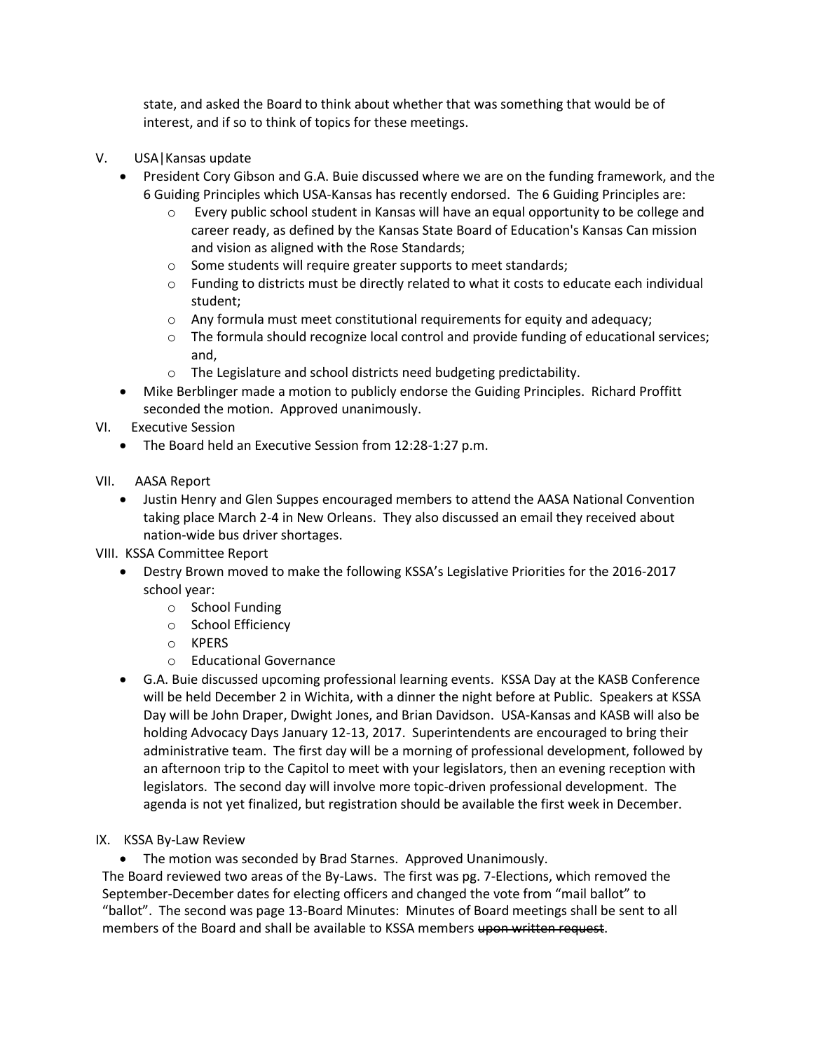state, and asked the Board to think about whether that was something that would be of interest, and if so to think of topics for these meetings.

V. USA|Kansas update

- President Cory Gibson and G.A. Buie discussed where we are on the funding framework, and the 6 Guiding Principles which USA-Kansas has recently endorsed. The 6 Guiding Principles are:
  - Every public school student in Kansas will have an equal opportunity to be college and career ready, as defined by the Kansas State Board of Education's Kansas Can mission and vision as aligned with the Rose Standards;
  - Some students will require greater supports to meet standards;
  - Funding to districts must be directly related to what it costs to educate each individual student;
  - Any formula must meet constitutional requirements for equity and adequacy;
  - The formula should recognize local control and provide funding of educational services; and,
  - The Legislature and school districts need budgeting predictability.
- Mike Berblinger made a motion to publicly endorse the Guiding Principles. Richard Proffitt seconded the motion. Approved unanimously.

VI. Executive Session

- The Board held an Executive Session from 12:28-1:27 p.m.

VII. AASA Report

- Justin Henry and Glen Suppes encouraged members to attend the AASA National Convention taking place March 2-4 in New Orleans. They also discussed an email they received about nation-wide bus driver shortages.

VIII. KSSA Committee Report

- Destry Brown moved to make the following KSSA's Legislative Priorities for the 2016-2017 school year:
  - School Funding
  - School Efficiency
  - KPERS
  - Educational Governance
- G.A. Buie discussed upcoming professional learning events. KSSA Day at the KASB Conference will be held December 2 in Wichita, with a dinner the night before at Public. Speakers at KSSA Day will be John Draper, Dwight Jones, and Brian Davidson. USA-Kansas and KASB will also be holding Advocacy Days January 12-13, 2017. Superintendents are encouraged to bring their administrative team. The first day will be a morning of professional development, followed by an afternoon trip to the Capitol to meet with your legislators, then an evening reception with legislators. The second day will involve more topic-driven professional development. The agenda is not yet finalized, but registration should be available the first week in December.

IX. KSSA By-Law Review

- The motion was seconded by Brad Starnes. Approved Unanimously.

The Board reviewed two areas of the By-Laws. The first was pg. 7-Elections, which removed the September-December dates for electing officers and changed the vote from "mail ballot" to "ballot". The second was page 13-Board Minutes: Minutes of Board meetings shall be sent to all members of the Board and shall be available to KSSA members ~~upon written request~~.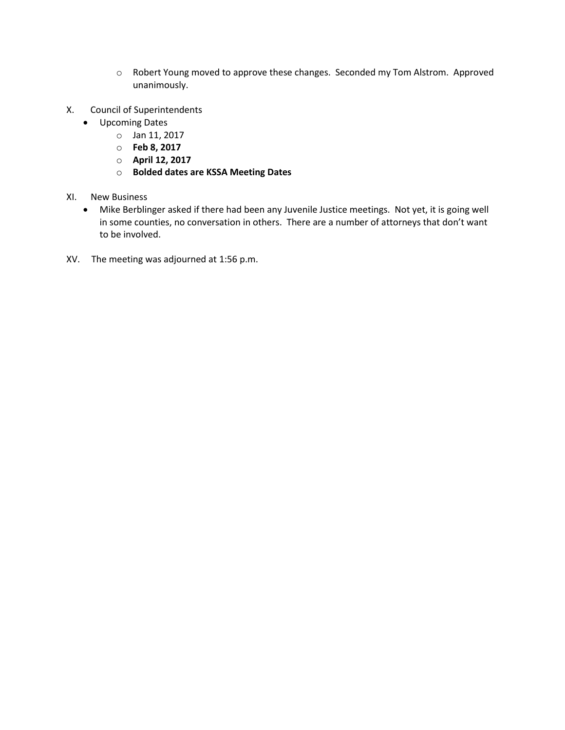- Robert Young moved to approve these changes. Seconded my Tom Alstrom. Approved unanimously.

X. Council of Superintendents
- Upcoming Dates
  - Jan 11, 2017
  - **Feb 8, 2017**
  - **April 12, 2017**
  - **Bolded dates are KSSA Meeting Dates**

XI. New Business
- Mike Berblinger asked if there had been any Juvenile Justice meetings. Not yet, it is going well in some counties, no conversation in others. There are a number of attorneys that don't want to be involved.

XV. The meeting was adjourned at 1:56 p.m.